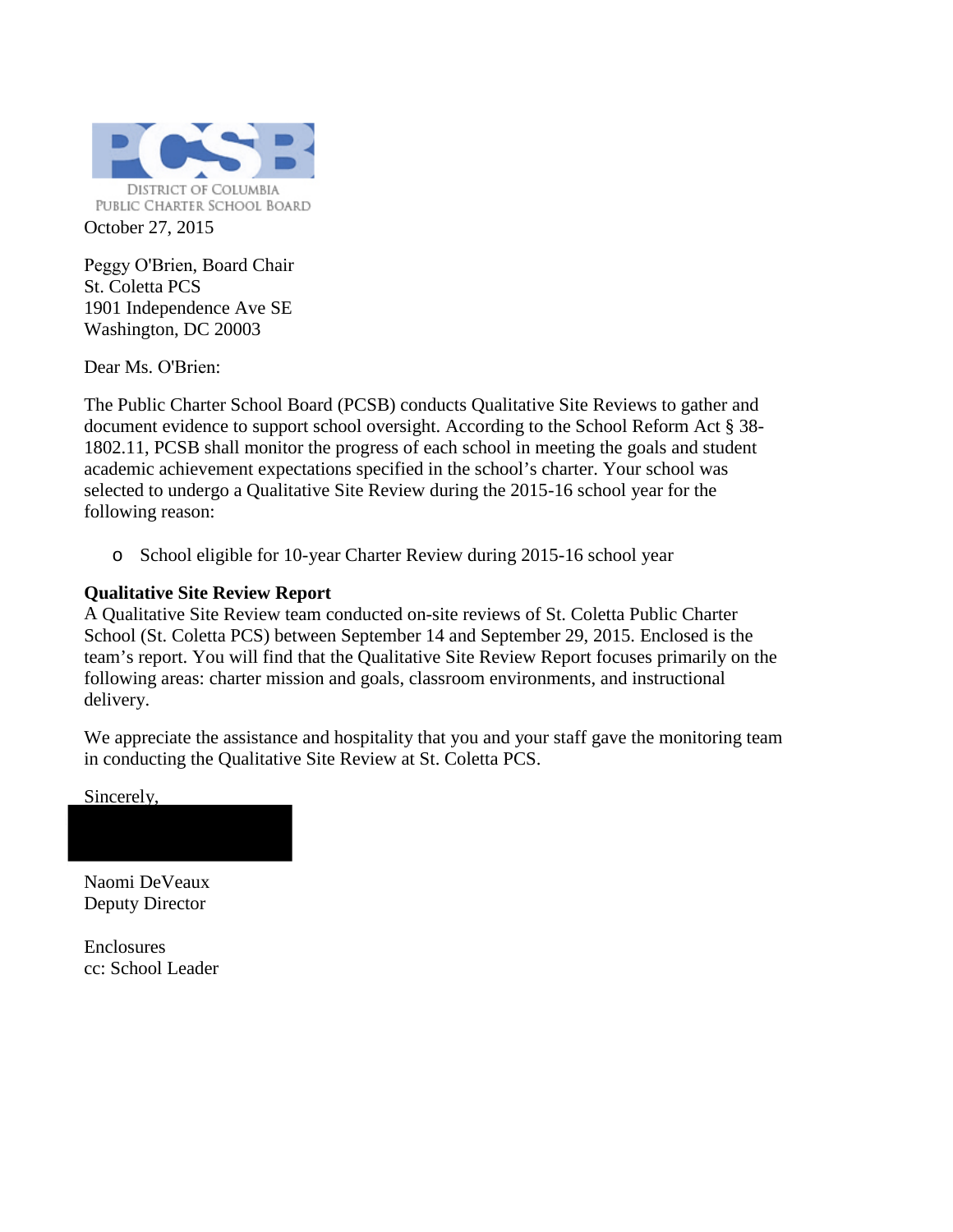PCSB

DISTRICT OF COLUMBIA
PUBLIC CHARTER SCHOOL BOARD

October 27, 2015

Peggy O'Brien, Board Chair
St. Coletta PCS
1901 Independence Ave SE
Washington, DC 20003

Dear Ms. O'Brien:

The Public Charter School Board (PCSB) conducts Qualitative Site Reviews to gather and document evidence to support school oversight. According to the School Reform Act § 38-1802.11, PCSB shall monitor the progress of each school in meeting the goals and student academic achievement expectations specified in the school's charter. Your school was selected to undergo a Qualitative Site Review during the 2015-16 school year for the following reason:

- School eligible for 10-year Charter Review during 2015-16 school year

**Qualitative Site Review Report**
A Qualitative Site Review team conducted on-site reviews of St. Coletta Public Charter School (St. Coletta PCS) between September 14 and September 29, 2015. Enclosed is the team's report. You will find that the Qualitative Site Review Report focuses primarily on the following areas: charter mission and goals, classroom environments, and instructional delivery.

We appreciate the assistance and hospitality that you and your staff gave the monitoring team in conducting the Qualitative Site Review at St. Coletta PCS.

Sincerely,

Naomi DeVeaux
Deputy Director

Enclosures
cc: School Leader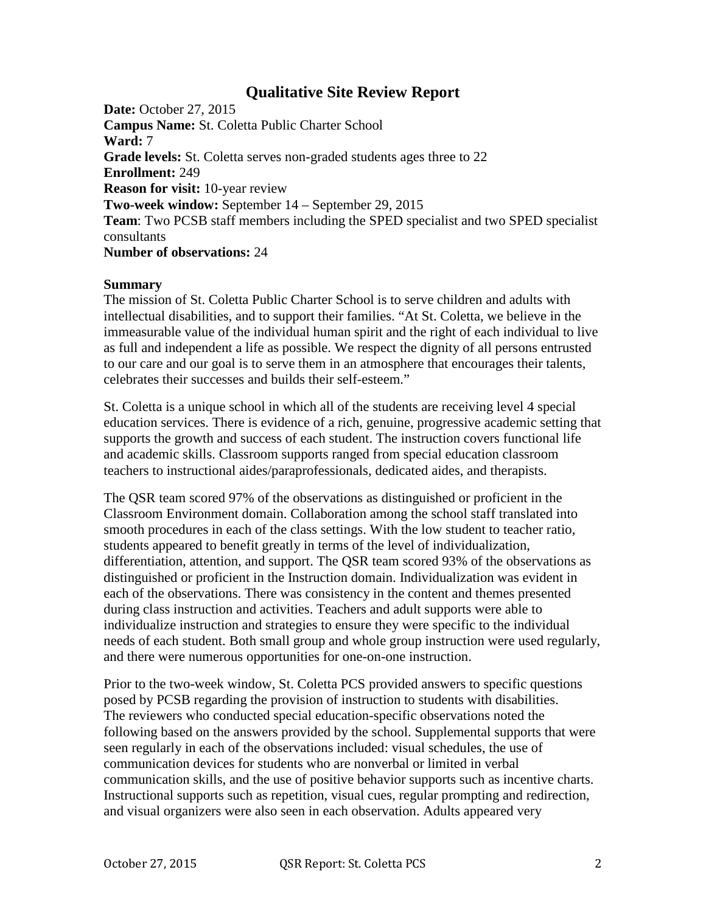# Qualitative Site Review Report

**Date:** October 27, 2015
**Campus Name:** St. Coletta Public Charter School
**Ward:** 7
**Grade levels:** St. Coletta serves non-graded students ages three to 22
**Enrollment:** 249
**Reason for visit:** 10-year review
**Two-week window:** September 14 – September 29, 2015
**Team**: Two PCSB staff members including the SPED specialist and two SPED specialist consultants
**Number of observations:** 24

**Summary**

The mission of St. Coletta Public Charter School is to serve children and adults with intellectual disabilities, and to support their families. "At St. Coletta, we believe in the immeasurable value of the individual human spirit and the right of each individual to live as full and independent a life as possible. We respect the dignity of all persons entrusted to our care and our goal is to serve them in an atmosphere that encourages their talents, celebrates their successes and builds their self-esteem."

St. Coletta is a unique school in which all of the students are receiving level 4 special education services. There is evidence of a rich, genuine, progressive academic setting that supports the growth and success of each student. The instruction covers functional life and academic skills. Classroom supports ranged from special education classroom teachers to instructional aides/paraprofessionals, dedicated aides, and therapists.

The QSR team scored 97% of the observations as distinguished or proficient in the Classroom Environment domain. Collaboration among the school staff translated into smooth procedures in each of the class settings. With the low student to teacher ratio, students appeared to benefit greatly in terms of the level of individualization, differentiation, attention, and support. The QSR team scored 93% of the observations as distinguished or proficient in the Instruction domain. Individualization was evident in each of the observations. There was consistency in the content and themes presented during class instruction and activities. Teachers and adult supports were able to individualize instruction and strategies to ensure they were specific to the individual needs of each student. Both small group and whole group instruction were used regularly, and there were numerous opportunities for one-on-one instruction.

Prior to the two-week window, St. Coletta PCS provided answers to specific questions posed by PCSB regarding the provision of instruction to students with disabilities. The reviewers who conducted special education-specific observations noted the following based on the answers provided by the school. Supplemental supports that were seen regularly in each of the observations included: visual schedules, the use of communication devices for students who are nonverbal or limited in verbal communication skills, and the use of positive behavior supports such as incentive charts. Instructional supports such as repetition, visual cues, regular prompting and redirection, and visual organizers were also seen in each observation. Adults appeared very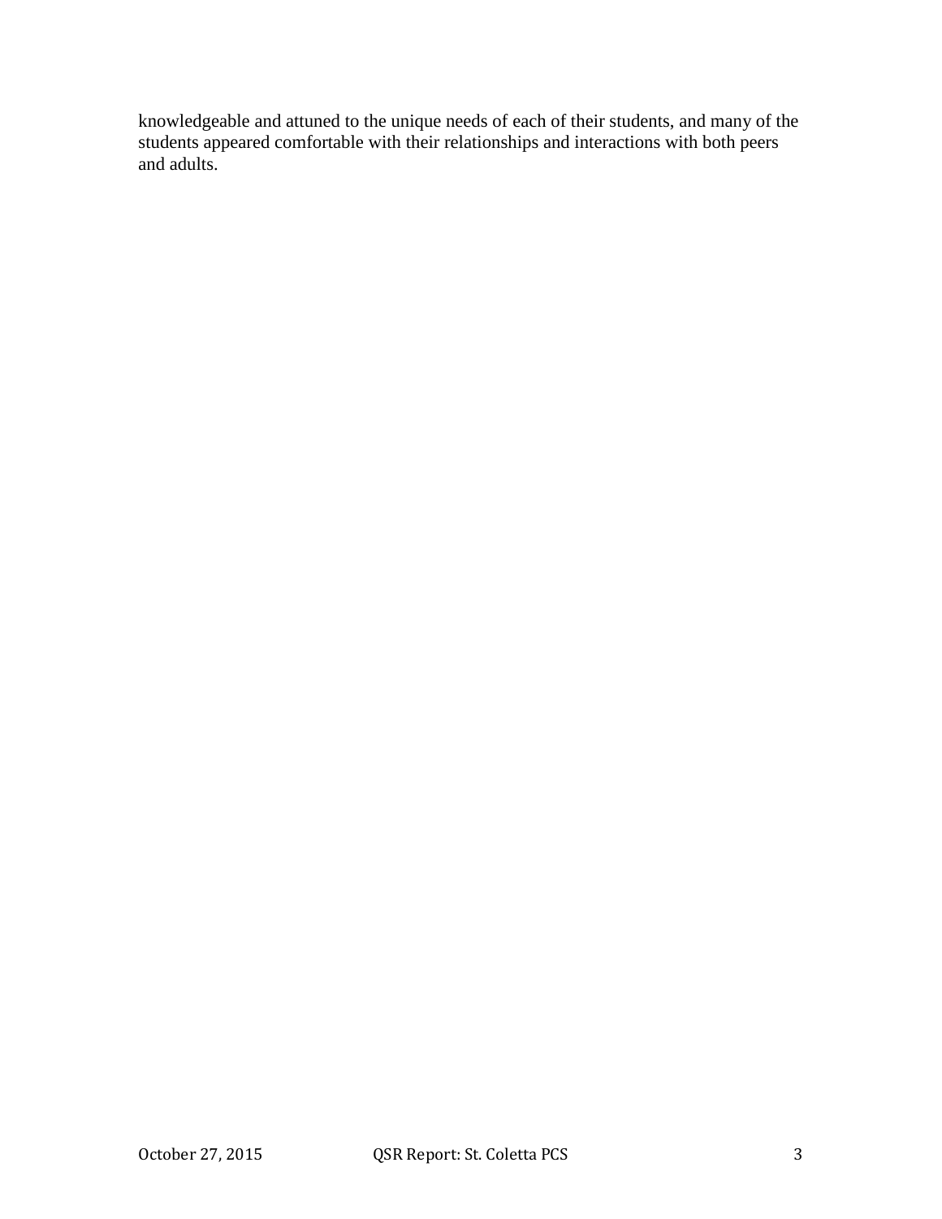knowledgeable and attuned to the unique needs of each of their students, and many of the students appeared comfortable with their relationships and interactions with both peers and adults.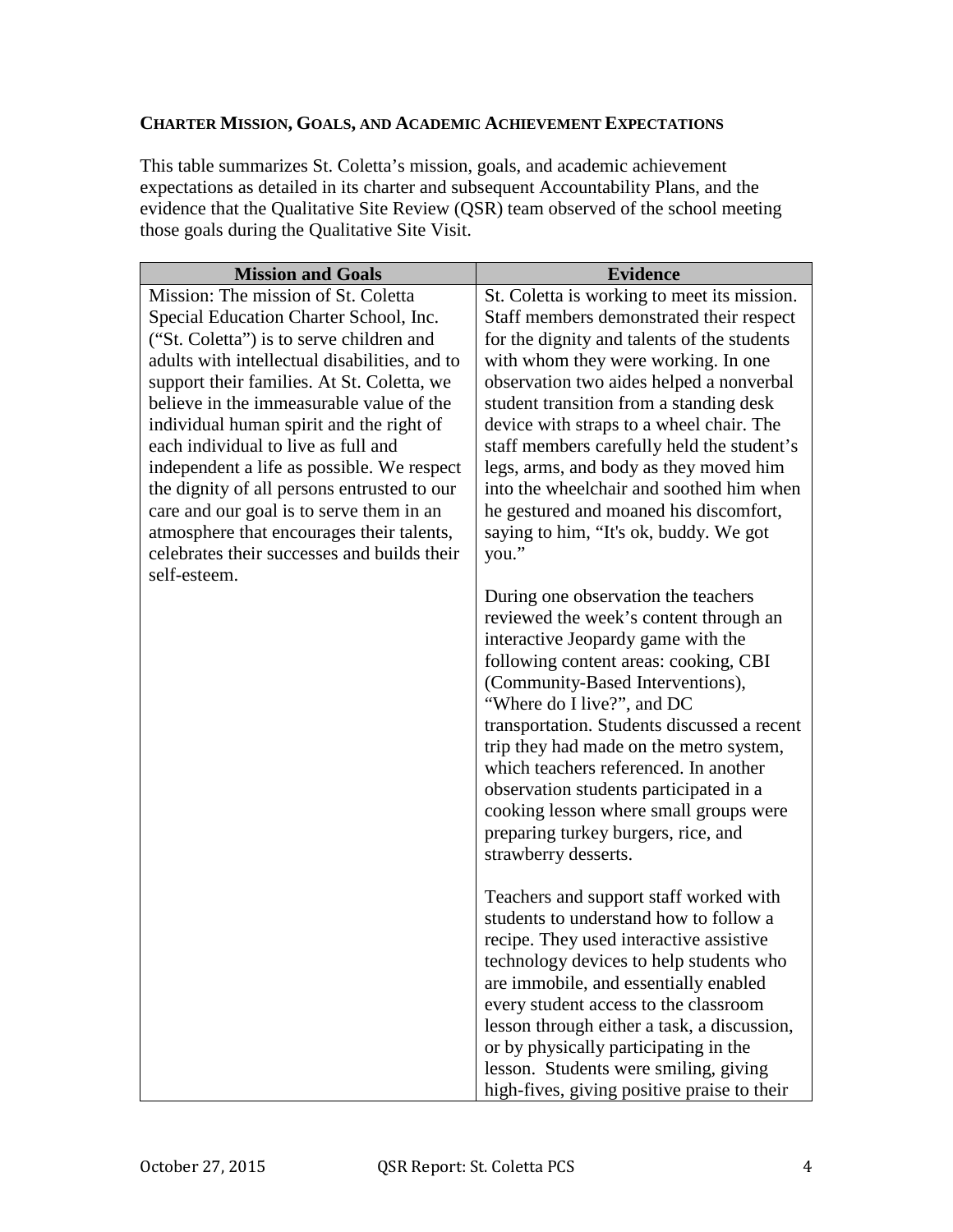## CHARTER MISSION, GOALS, AND ACADEMIC ACHIEVEMENT EXPECTATIONS

This table summarizes St. Coletta's mission, goals, and academic achievement expectations as detailed in its charter and subsequent Accountability Plans, and the evidence that the Qualitative Site Review (QSR) team observed of the school meeting those goals during the Qualitative Site Visit.

| Mission and Goals | Evidence |
| --- | --- |
| Mission: The mission of St. Coletta Special Education Charter School, Inc. ("St. Coletta") is to serve children and adults with intellectual disabilities, and to support their families. At St. Coletta, we believe in the immeasurable value of the individual human spirit and the right of each individual to live as full and independent a life as possible. We respect the dignity of all persons entrusted to our care and our goal is to serve them in an atmosphere that encourages their talents, celebrates their successes and builds their self-esteem. | St. Coletta is working to meet its mission. Staff members demonstrated their respect for the dignity and talents of the students with whom they were working. In one observation two aides helped a nonverbal student transition from a standing desk device with straps to a wheel chair. The staff members carefully held the student's legs, arms, and body as they moved him into the wheelchair and soothed him when he gestured and moaned his discomfort, saying to him, "It's ok, buddy. We got you."<br><br>During one observation the teachers reviewed the week's content through an interactive Jeopardy game with the following content areas: cooking, CBI (Community-Based Interventions), "Where do I live?", and DC transportation. Students discussed a recent trip they had made on the metro system, which teachers referenced. In another observation students participated in a cooking lesson where small groups were preparing turkey burgers, rice, and strawberry desserts.<br><br>Teachers and support staff worked with students to understand how to follow a recipe. They used interactive assistive technology devices to help students who are immobile, and essentially enabled every student access to the classroom lesson through either a task, a discussion, or by physically participating in the lesson. Students were smiling, giving high-fives, giving positive praise to their |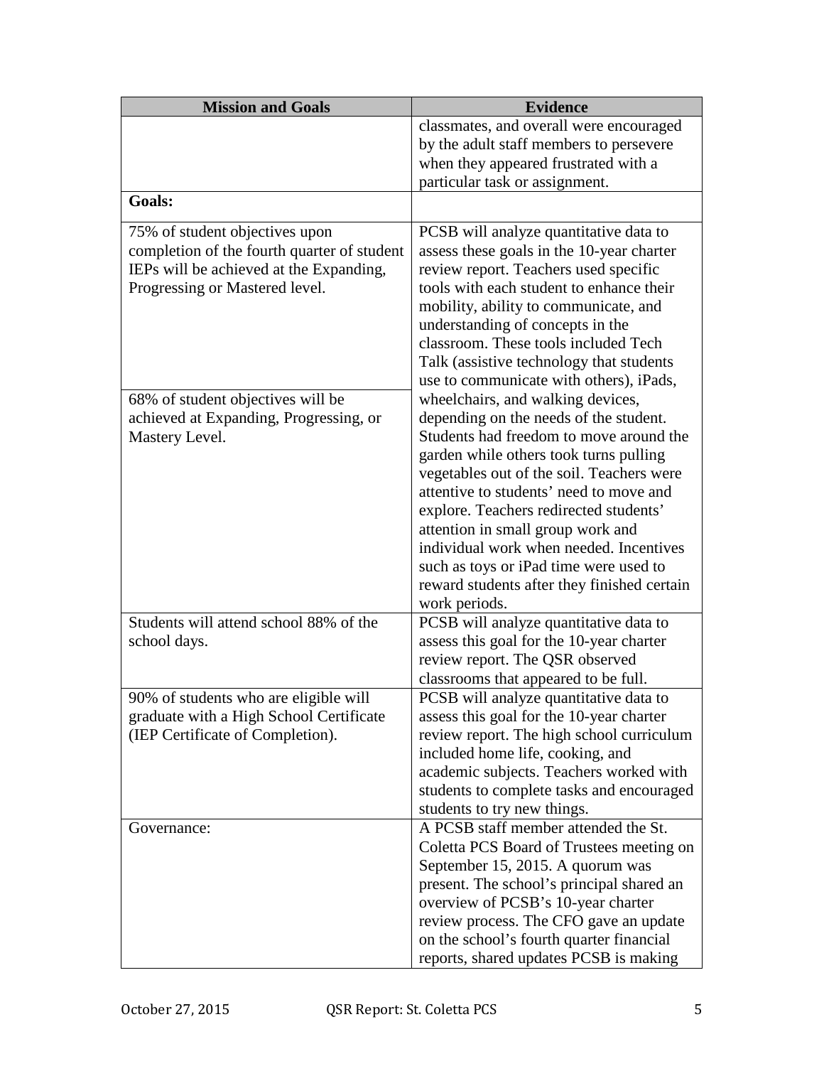| Mission and Goals | Evidence |
|---|---|
| | classmates, and overall were encouraged by the adult staff members to persevere when they appeared frustrated with a particular task or assignment. |
| **Goals:** | |
| 75% of student objectives upon completion of the fourth quarter of student IEPs will be achieved at the Expanding, Progressing or Mastered level. | PCSB will analyze quantitative data to assess these goals in the 10-year charter review report. Teachers used specific tools with each student to enhance their mobility, ability to communicate, and understanding of concepts in the classroom. These tools included Tech Talk (assistive technology that students use to communicate with others), iPads, wheelchairs, and walking devices, depending on the needs of the student. Students had freedom to move around the garden while others took turns pulling vegetables out of the soil. Teachers were attentive to students' need to move and explore. Teachers redirected students' attention in small group work and individual work when needed. Incentives such as toys or iPad time were used to reward students after they finished certain work periods. |
| 68% of student objectives will be achieved at Expanding, Progressing, or Mastery Level. | |
| Students will attend school 88% of the school days. | PCSB will analyze quantitative data to assess this goal for the 10-year charter review report. The QSR observed classrooms that appeared to be full. |
| 90% of students who are eligible will graduate with a High School Certificate (IEP Certificate of Completion). | PCSB will analyze quantitative data to assess this goal for the 10-year charter review report. The high school curriculum included home life, cooking, and academic subjects. Teachers worked with students to complete tasks and encouraged students to try new things. |
| Governance: | A PCSB staff member attended the St. Coletta PCS Board of Trustees meeting on September 15, 2015. A quorum was present. The school's principal shared an overview of PCSB's 10-year charter review process. The CFO gave an update on the school's fourth quarter financial reports, shared updates PCSB is making |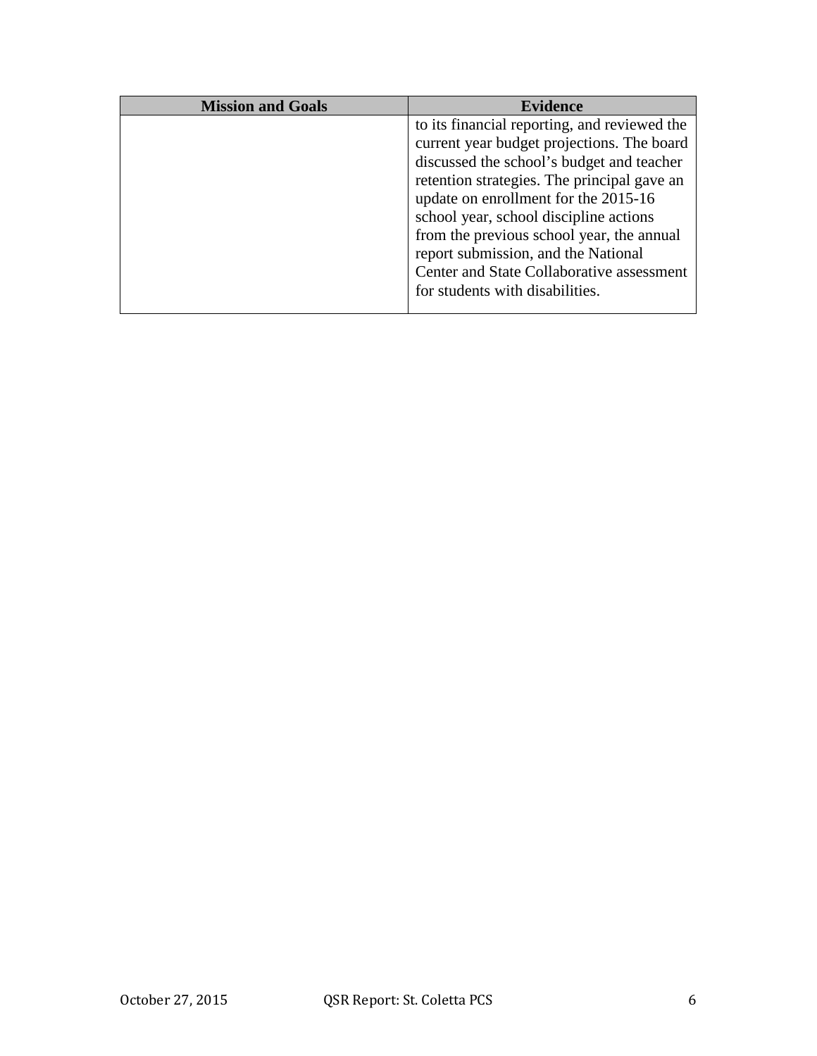| Mission and Goals | Evidence |
| --- | --- |
| | to its financial reporting, and reviewed the current year budget projections. The board discussed the school's budget and teacher retention strategies. The principal gave an update on enrollment for the 2015-16 school year, school discipline actions from the previous school year, the annual report submission, and the National Center and State Collaborative assessment for students with disabilities. |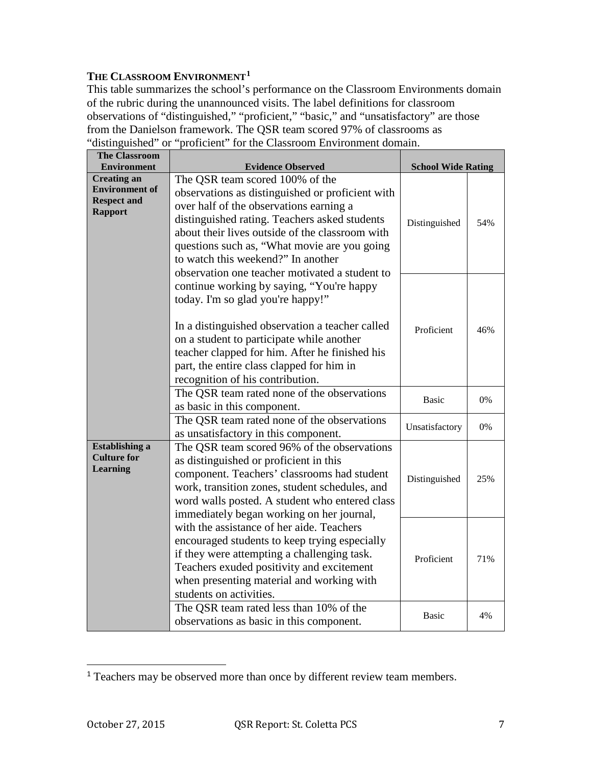### THE CLASSROOM ENVIRONMENT[1]

This table summarizes the school's performance on the Classroom Environments domain of the rubric during the unannounced visits. The label definitions for classroom observations of "distinguished," "proficient," "basic," and "unsatisfactory" are those from the Danielson framework. The QSR team scored 97% of classrooms as "distinguished" or "proficient" for the Classroom Environment domain.

| The Classroom Environment | Evidence Observed | School Wide Rating | |
|---|---|---|---|
| **Creating an Environment of Respect and Rapport** | The QSR team scored 100% of the observations as distinguished or proficient with over half of the observations earning a distinguished rating. Teachers asked students about their lives outside of the classroom with questions such as, "What movie are you going to watch this weekend?" In another observation one teacher motivated a student to continue working by saying, "You're happy today. I'm so glad you're happy!" In a distinguished observation a teacher called on a student to participate while another teacher clapped for him. After he finished his part, the entire class clapped for him in recognition of his contribution. | Distinguished | 54% |
| | | Proficient | 46% |
| | The QSR team rated none of the observations as basic in this component. | Basic | 0% |
| | The QSR team rated none of the observations as unsatisfactory in this component. | Unsatisfactory | 0% |
| **Establishing a Culture for Learning** | The QSR team scored 96% of the observations as distinguished or proficient in this component. Teachers' classrooms had student work, transition zones, student schedules, and word walls posted. A student who entered class immediately began working on her journal, with the assistance of her aide. Teachers encouraged students to keep trying especially if they were attempting a challenging task. Teachers exuded positivity and excitement when presenting material and working with students on activities. | Distinguished | 25% |
| | | Proficient | 71% |
| | The QSR team rated less than 10% of the observations as basic in this component. | Basic | 4% |

[1] Teachers may be observed more than once by different review team members.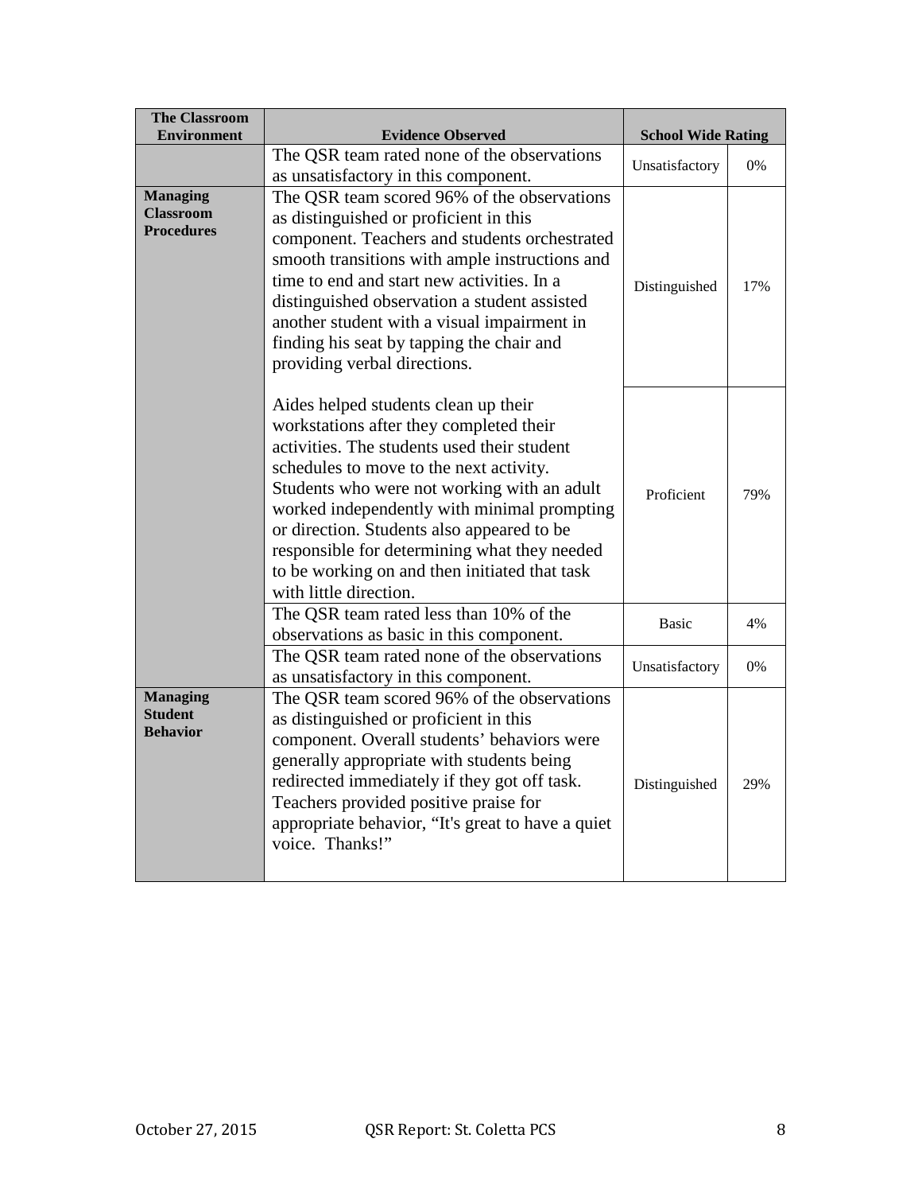| The Classroom Environment | Evidence Observed | School Wide Rating | |
|---|---|---|---|
| | The QSR team rated none of the observations as unsatisfactory in this component. | Unsatisfactory | 0% |
| **Managing Classroom Procedures** | The QSR team scored 96% of the observations as distinguished or proficient in this component. Teachers and students orchestrated smooth transitions with ample instructions and time to end and start new activities. In a distinguished observation a student assisted another student with a visual impairment in finding his seat by tapping the chair and providing verbal directions. | Distinguished | 17% |
| | Aides helped students clean up their workstations after they completed their activities. The students used their student schedules to move to the next activity. Students who were not working with an adult worked independently with minimal prompting or direction. Students also appeared to be responsible for determining what they needed to be working on and then initiated that task with little direction. | Proficient | 79% |
| | The QSR team rated less than 10% of the observations as basic in this component. | Basic | 4% |
| | The QSR team rated none of the observations as unsatisfactory in this component. | Unsatisfactory | 0% |
| **Managing Student Behavior** | The QSR team scored 96% of the observations as distinguished or proficient in this component. Overall students' behaviors were generally appropriate with students being redirected immediately if they got off task. Teachers provided positive praise for appropriate behavior, "It's great to have a quiet voice. Thanks!" | Distinguished | 29% |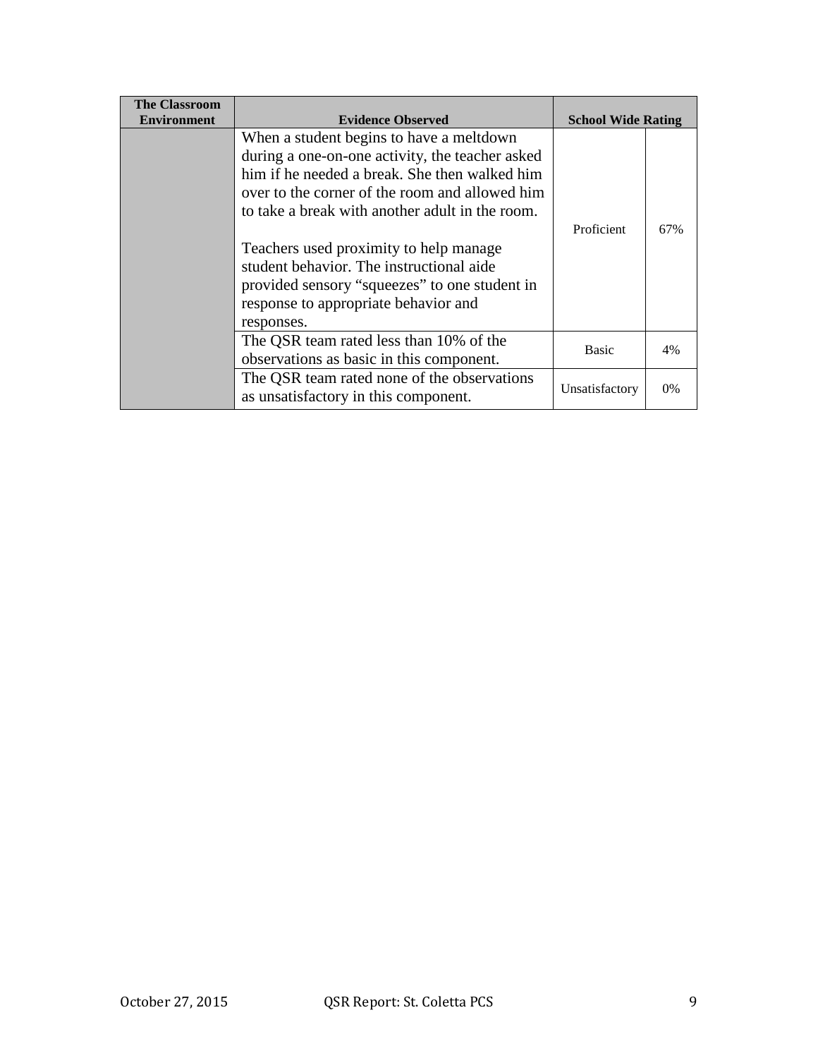| The Classroom Environment | Evidence Observed | School Wide Rating | |
|---|---|---|---|
| | When a student begins to have a meltdown during a one-on-one activity, the teacher asked him if he needed a break. She then walked him over to the corner of the room and allowed him to take a break with another adult in the room.<br><br>Teachers used proximity to help manage student behavior. The instructional aide provided sensory "squeezes" to one student in response to appropriate behavior and responses. | Proficient | 67% |
| | The QSR team rated less than 10% of the observations as basic in this component. | Basic | 4% |
| | The QSR team rated none of the observations as unsatisfactory in this component. | Unsatisfactory | 0% |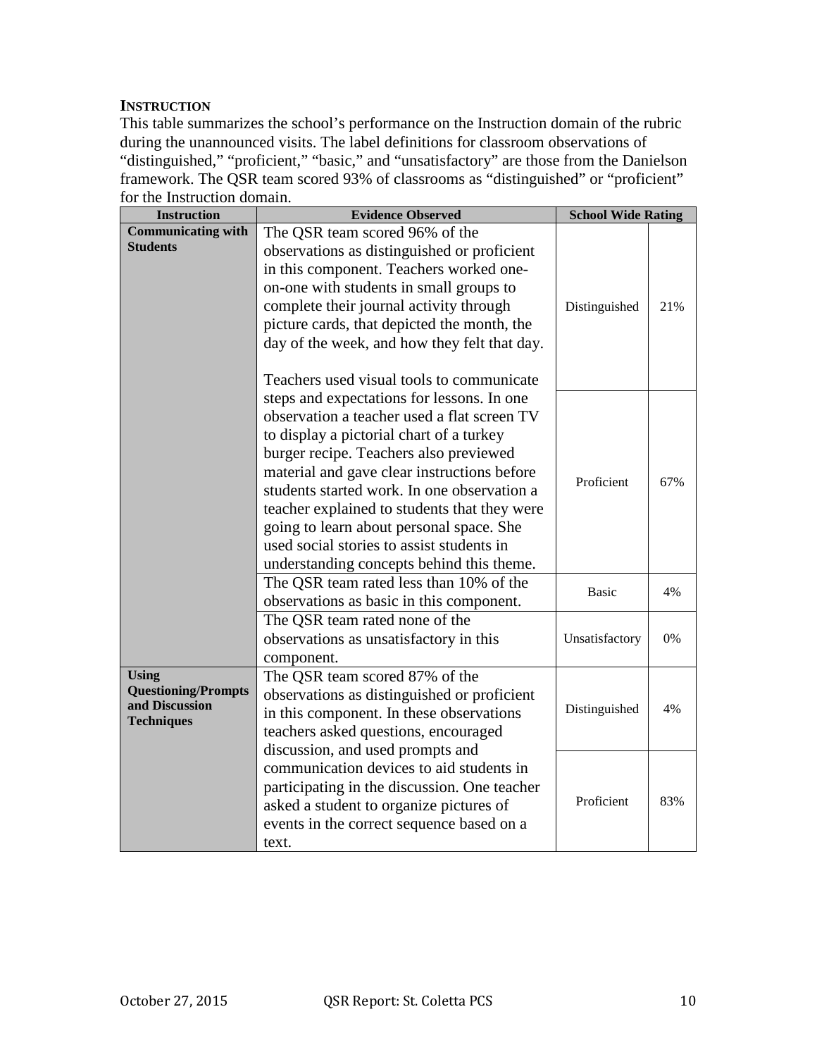## INSTRUCTION

This table summarizes the school's performance on the Instruction domain of the rubric during the unannounced visits. The label definitions for classroom observations of "distinguished," "proficient," "basic," and "unsatisfactory" are those from the Danielson framework. The QSR team scored 93% of classrooms as "distinguished" or "proficient" for the Instruction domain.

| Instruction | Evidence Observed | School Wide Rating | |
|---|---|---|---|
| **Communicating with Students** | The QSR team scored 96% of the observations as distinguished or proficient in this component. Teachers worked one-on-one with students in small groups to complete their journal activity through picture cards, that depicted the month, the day of the week, and how they felt that day.<br><br>Teachers used visual tools to communicate steps and expectations for lessons. In one observation a teacher used a flat screen TV to display a pictorial chart of a turkey burger recipe. Teachers also previewed material and gave clear instructions before students started work. In one observation a teacher explained to students that they were going to learn about personal space. She used social stories to assist students in understanding concepts behind this theme. | Distinguished | 21% |
| | | Proficient | 67% |
| | The QSR team rated less than 10% of the observations as basic in this component. | Basic | 4% |
| | The QSR team rated none of the observations as unsatisfactory in this component. | Unsatisfactory | 0% |
| **Using Questioning/Prompts and Discussion Techniques** | The QSR team scored 87% of the observations as distinguished or proficient in this component. In these observations teachers asked questions, encouraged discussion, and used prompts and communication devices to aid students in participating in the discussion. One teacher asked a student to organize pictures of events in the correct sequence based on a text. | Distinguished | 4% |
| | | Proficient | 83% |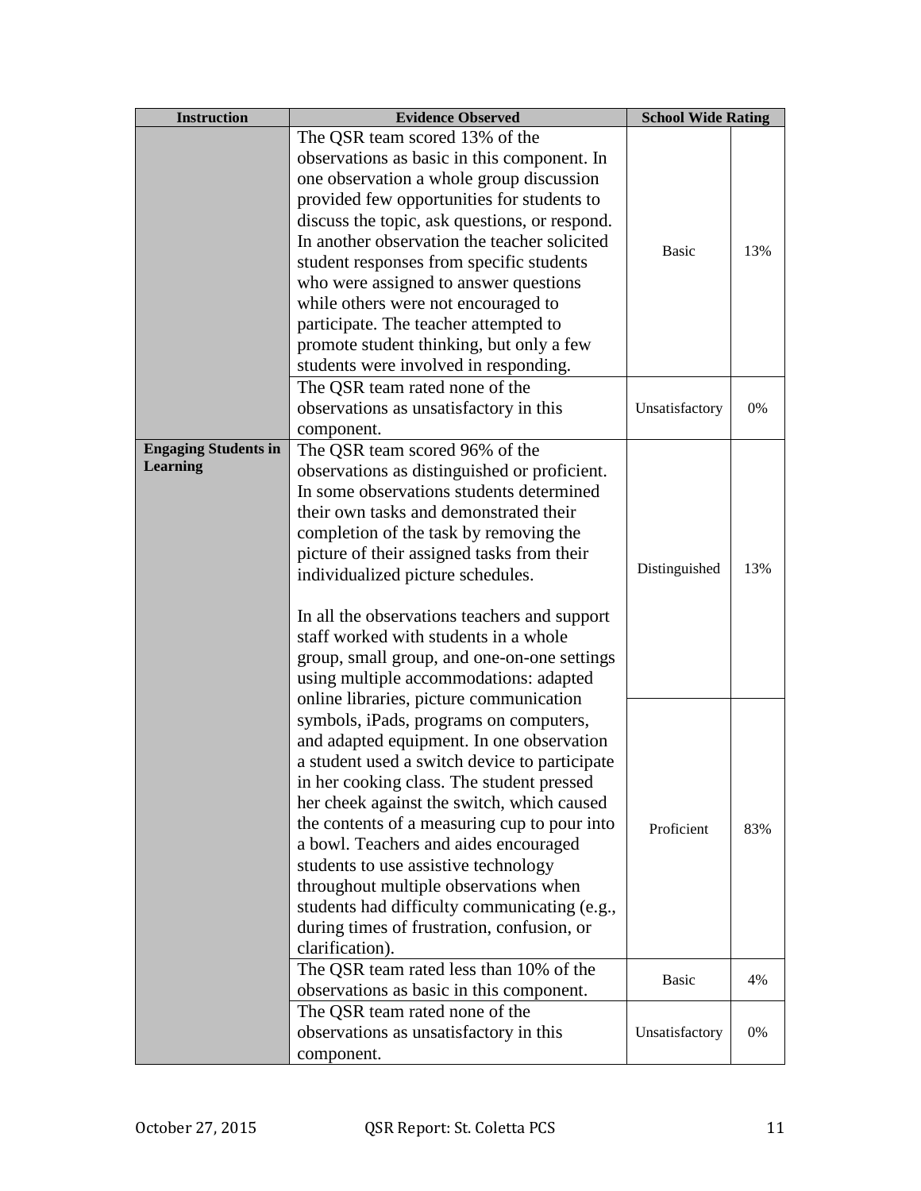| Instruction | Evidence Observed | School Wide Rating | |
|---|---|---|---|
| | The QSR team scored 13% of the observations as basic in this component. In one observation a whole group discussion provided few opportunities for students to discuss the topic, ask questions, or respond. In another observation the teacher solicited student responses from specific students who were assigned to answer questions while others were not encouraged to participate. The teacher attempted to promote student thinking, but only a few students were involved in responding. | Basic | 13% |
| | The QSR team rated none of the observations as unsatisfactory in this component. | Unsatisfactory | 0% |
| **Engaging Students in Learning** | The QSR team scored 96% of the observations as distinguished or proficient. In some observations students determined their own tasks and demonstrated their completion of the task by removing the picture of their assigned tasks from their individualized picture schedules.<br><br>In all the observations teachers and support staff worked with students in a whole group, small group, and one-on-one settings using multiple accommodations: adapted online libraries, picture communication symbols, iPads, programs on computers, and adapted equipment. In one observation a student used a switch device to participate in her cooking class. The student pressed her cheek against the switch, which caused the contents of a measuring cup to pour into a bowl. Teachers and aides encouraged students to use assistive technology throughout multiple observations when students had difficulty communicating (e.g., during times of frustration, confusion, or clarification). | Distinguished | 13% |
| | | Proficient | 83% |
| | The QSR team rated less than 10% of the observations as basic in this component. | Basic | 4% |
| | The QSR team rated none of the observations as unsatisfactory in this component. | Unsatisfactory | 0% |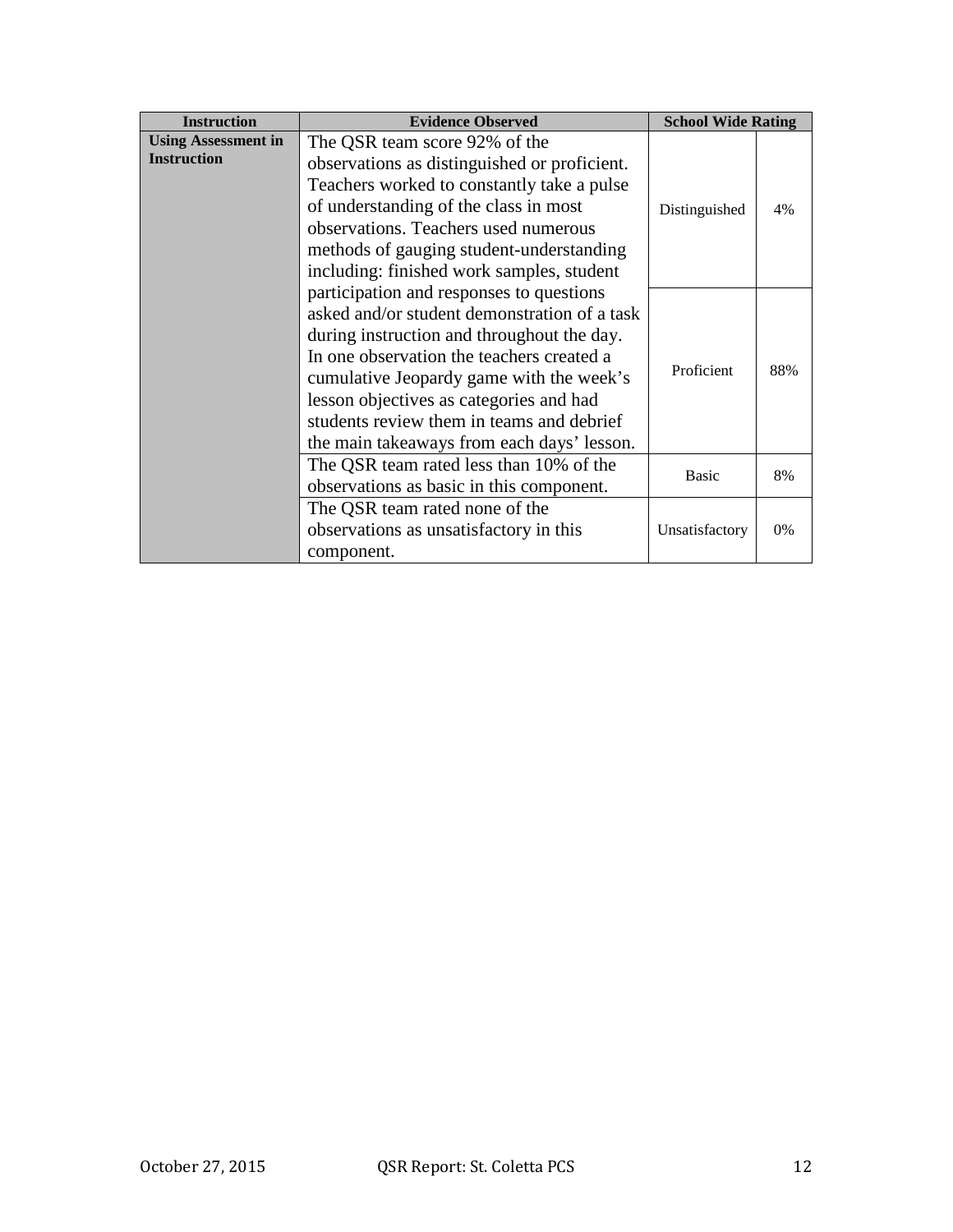| Instruction | Evidence Observed | School Wide Rating | |
|---|---|---|---|
| **Using Assessment in Instruction** | The QSR team score 92% of the observations as distinguished or proficient. Teachers worked to constantly take a pulse of understanding of the class in most observations. Teachers used numerous methods of gauging student-understanding including: finished work samples, student participation and responses to questions asked and/or student demonstration of a task during instruction and throughout the day. In one observation the teachers created a cumulative Jeopardy game with the week's lesson objectives as categories and had students review them in teams and debrief the main takeaways from each days' lesson. | Distinguished | 4% |
| | | Proficient | 88% |
| | The QSR team rated less than 10% of the observations as basic in this component. | Basic | 8% |
| | The QSR team rated none of the observations as unsatisfactory in this component. | Unsatisfactory | 0% |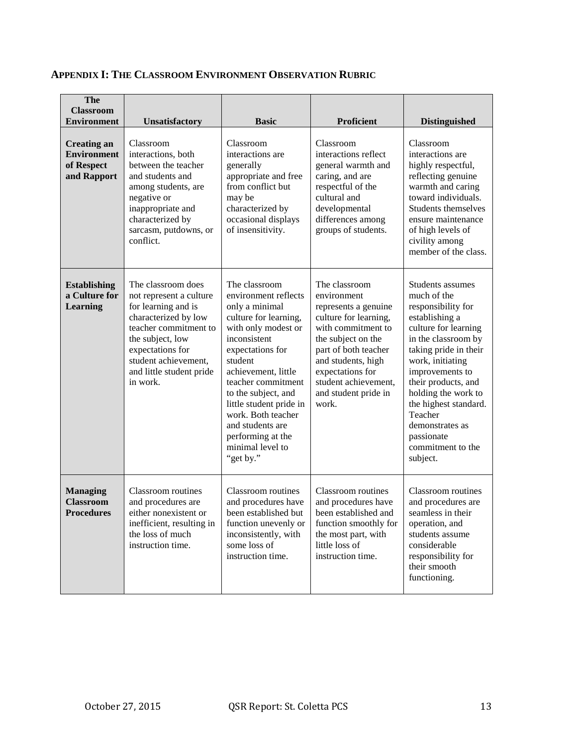## APPENDIX I: THE CLASSROOM ENVIRONMENT OBSERVATION RUBRIC

| The Classroom Environment | Unsatisfactory | Basic | Proficient | Distinguished |
|---|---|---|---|---|
| **Creating an Environment of Respect and Rapport** | Classroom interactions, both between the teacher and students and among students, are negative or inappropriate and characterized by sarcasm, putdowns, or conflict. | Classroom interactions are generally appropriate and free from conflict but may be characterized by occasional displays of insensitivity. | Classroom interactions reflect general warmth and caring, and are respectful of the cultural and developmental differences among groups of students. | Classroom interactions are highly respectful, reflecting genuine warmth and caring toward individuals. Students themselves ensure maintenance of high levels of civility among member of the class. |
| **Establishing a Culture for Learning** | The classroom does not represent a culture for learning and is characterized by low teacher commitment to the subject, low expectations for student achievement, and little student pride in work. | The classroom environment reflects only a minimal culture for learning, with only modest or inconsistent expectations for student achievement, little teacher commitment to the subject, and little student pride in work. Both teacher and students are performing at the minimal level to "get by." | The classroom environment represents a genuine culture for learning, with commitment to the subject on the part of both teacher and students, high expectations for student achievement, and student pride in work. | Students assumes much of the responsibility for establishing a culture for learning in the classroom by taking pride in their work, initiating improvements to their products, and holding the work to the highest standard. Teacher demonstrates as passionate commitment to the subject. |
| **Managing Classroom Procedures** | Classroom routines and procedures are either nonexistent or inefficient, resulting in the loss of much instruction time. | Classroom routines and procedures have been established but function unevenly or inconsistently, with some loss of instruction time. | Classroom routines and procedures have been established and function smoothly for the most part, with little loss of instruction time. | Classroom routines and procedures are seamless in their operation, and students assume considerable responsibility for their smooth functioning. |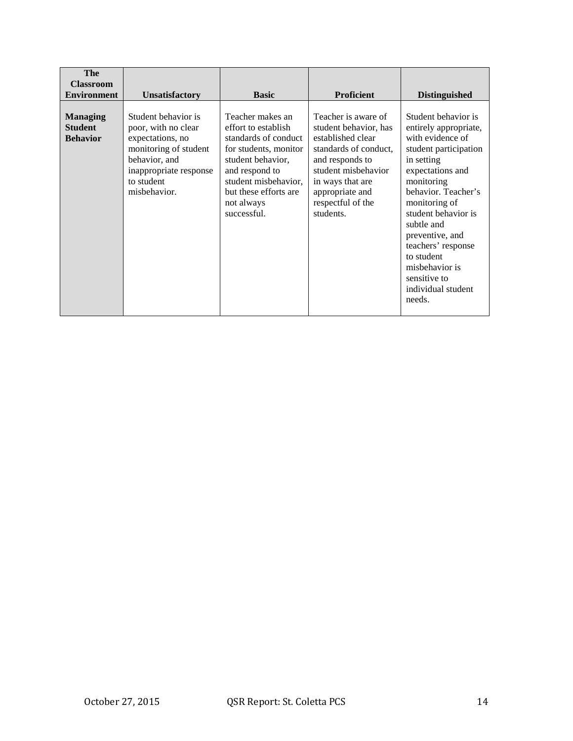| The Classroom Environment | Unsatisfactory | Basic | Proficient | Distinguished |
|---|---|---|---|---|
| **Managing Student Behavior** | Student behavior is poor, with no clear expectations, no monitoring of student behavior, and inappropriate response to student misbehavior. | Teacher makes an effort to establish standards of conduct for students, monitor student behavior, and respond to student misbehavior, but these efforts are not always successful. | Teacher is aware of student behavior, has established clear standards of conduct, and responds to student misbehavior in ways that are appropriate and respectful of the students. | Student behavior is entirely appropriate, with evidence of student participation in setting expectations and monitoring behavior. Teacher's monitoring of student behavior is subtle and preventive, and teachers' response to student misbehavior is sensitive to individual student needs. |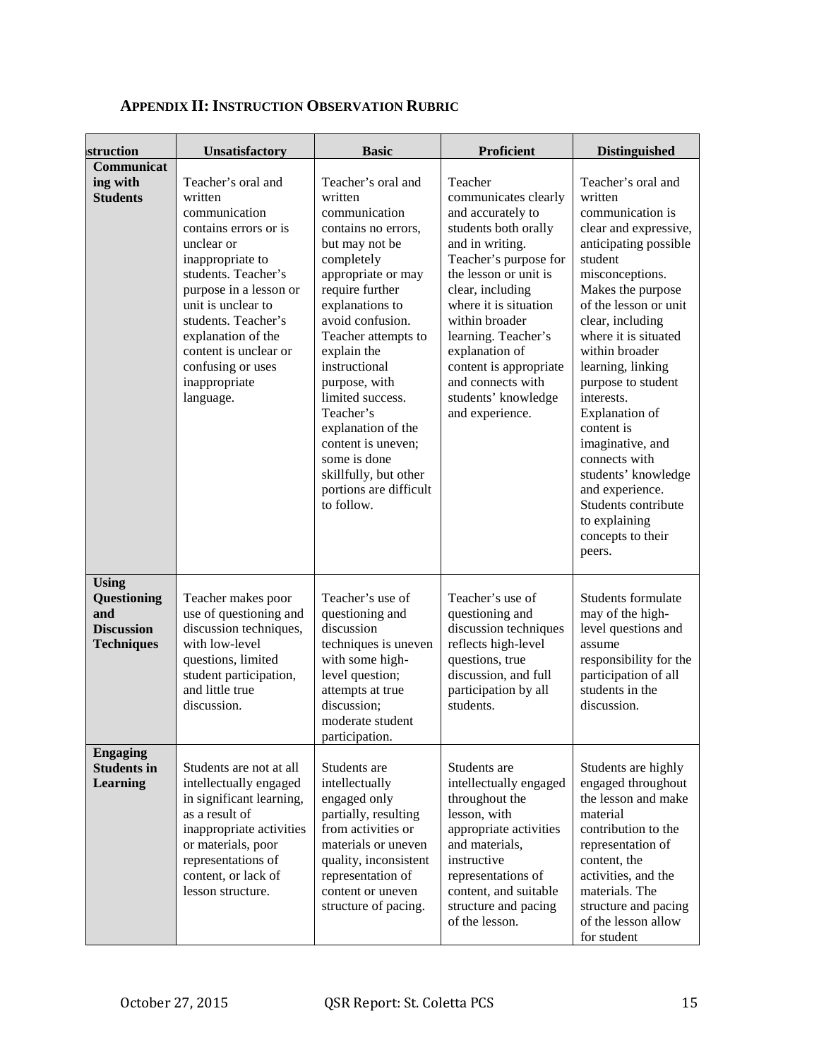## APPENDIX II: INSTRUCTION OBSERVATION RUBRIC

| Instruction | Unsatisfactory | Basic | Proficient | Distinguished |
|---|---|---|---|---|
| **Communicating with Students** | Teacher's oral and written communication contains errors or is unclear or inappropriate to students. Teacher's purpose in a lesson or unit is unclear to students. Teacher's explanation of the content is unclear or confusing or uses inappropriate language. | Teacher's oral and written communication contains no errors, but may not be completely appropriate or may require further explanations to avoid confusion. Teacher attempts to explain the instructional purpose, with limited success. Teacher's explanation of the content is uneven; some is done skillfully, but other portions are difficult to follow. | Teacher communicates clearly and accurately to students both orally and in writing. Teacher's purpose for the lesson or unit is clear, including where it is situation within broader learning. Teacher's explanation of content is appropriate and connects with students' knowledge and experience. | Teacher's oral and written communication is clear and expressive, anticipating possible student misconceptions. Makes the purpose of the lesson or unit clear, including where it is situated within broader learning, linking purpose to student interests. Explanation of content is imaginative, and connects with students' knowledge and experience. Students contribute to explaining concepts to their peers. |
| **Using Questioning and Discussion Techniques** | Teacher makes poor use of questioning and discussion techniques, with low-level questions, limited student participation, and little true discussion. | Teacher's use of questioning and discussion techniques is uneven with some high-level question; attempts at true discussion; moderate student participation. | Teacher's use of questioning and discussion techniques reflects high-level questions, true discussion, and full participation by all students. | Students formulate may of the high-level questions and assume responsibility for the participation of all students in the discussion. |
| **Engaging Students in Learning** | Students are not at all intellectually engaged in significant learning, as a result of inappropriate activities or materials, poor representations of content, or lack of lesson structure. | Students are intellectually engaged only partially, resulting from activities or materials or uneven quality, inconsistent representation of content or uneven structure of pacing. | Students are intellectually engaged throughout the lesson, with appropriate activities and materials, instructive representations of content, and suitable structure and pacing of the lesson. | Students are highly engaged throughout the lesson and make material contribution to the representation of content, the activities, and the materials. The structure and pacing of the lesson allow for student |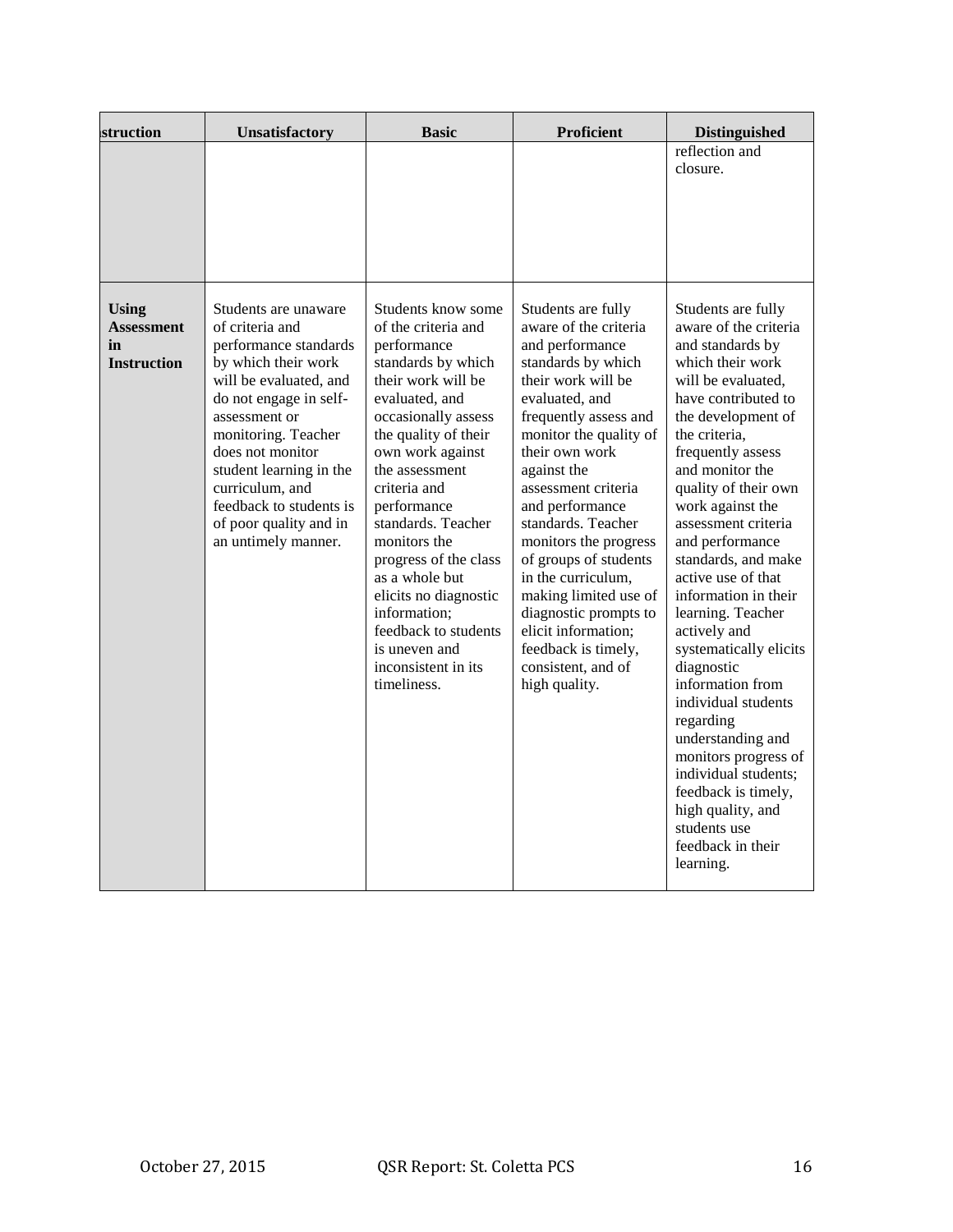| Instruction | Unsatisfactory | Basic | Proficient | Distinguished |
|---|---|---|---|---|
| | | | | reflection and closure. |
| **Using Assessment in Instruction** | Students are unaware of criteria and performance standards by which their work will be evaluated, and do not engage in self-assessment or monitoring. Teacher does not monitor student learning in the curriculum, and feedback to students is of poor quality and in an untimely manner. | Students know some of the criteria and performance standards by which their work will be evaluated, and occasionally assess the quality of their own work against the assessment criteria and performance standards. Teacher monitors the progress of the class as a whole but elicits no diagnostic information; feedback to students is uneven and inconsistent in its timeliness. | Students are fully aware of the criteria and performance standards by which their work will be evaluated, and frequently assess and monitor the quality of their own work against the assessment criteria and performance standards. Teacher monitors the progress of groups of students in the curriculum, making limited use of diagnostic prompts to elicit information; feedback is timely, consistent, and of high quality. | Students are fully aware of the criteria and standards by which their work will be evaluated, have contributed to the development of the criteria, frequently assess and monitor the quality of their own work against the assessment criteria and performance standards, and make active use of that information in their learning. Teacher actively and systematically elicits diagnostic information from individual students regarding understanding and monitors progress of individual students; feedback is timely, high quality, and students use feedback in their learning. |